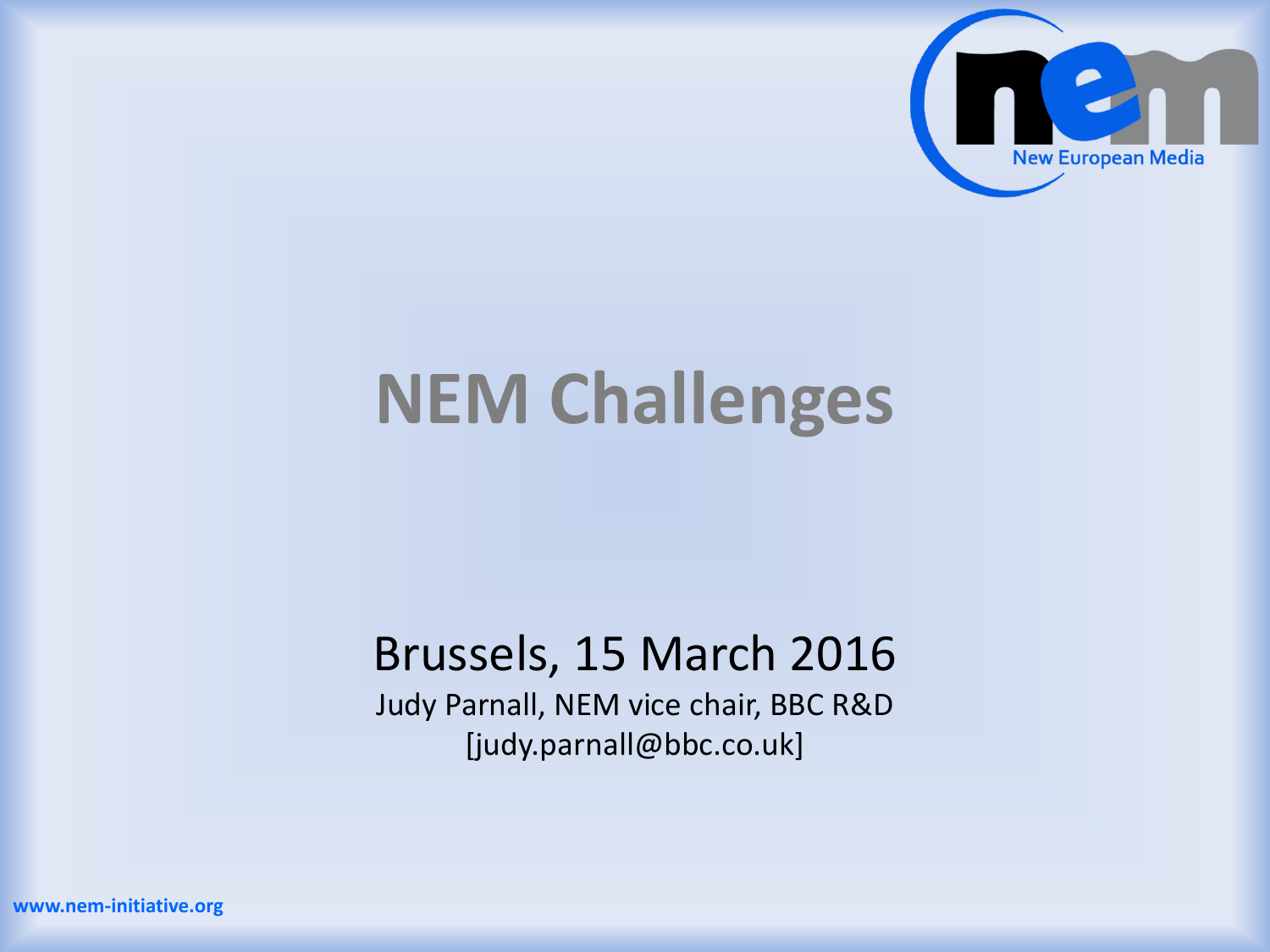New European Media

# NEM Challenges

Brussels, 15 March 2016

Judy Parnall, NEM vice chair, BBC R&D

[judy.parnall@bbc.co.uk]

www.nem-initiative.org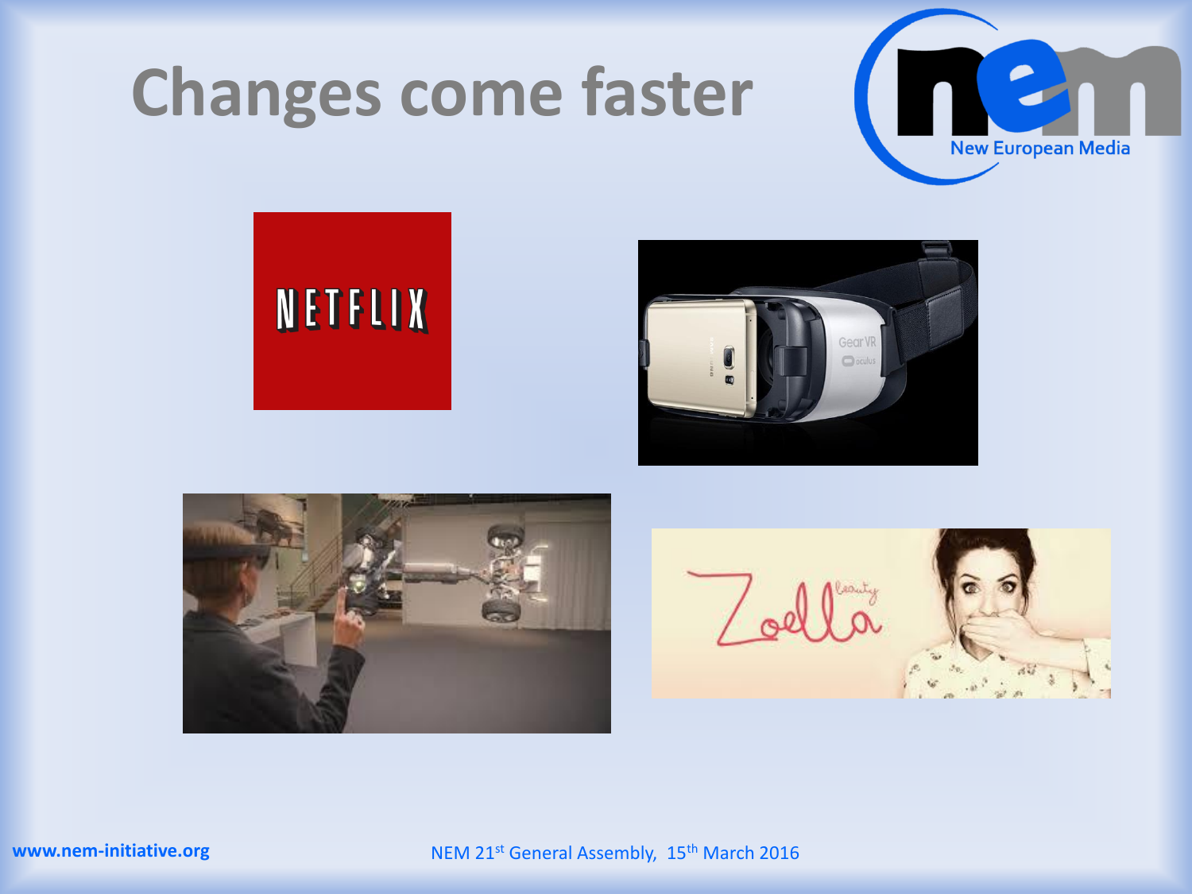# Changes come faster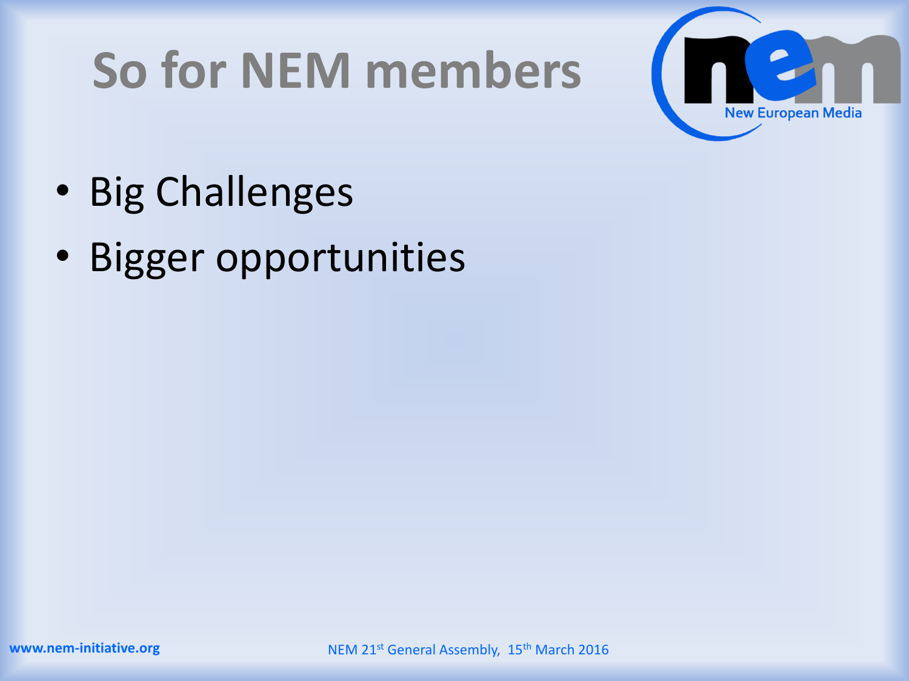# So for NEM members

- Big Challenges
- Bigger opportunities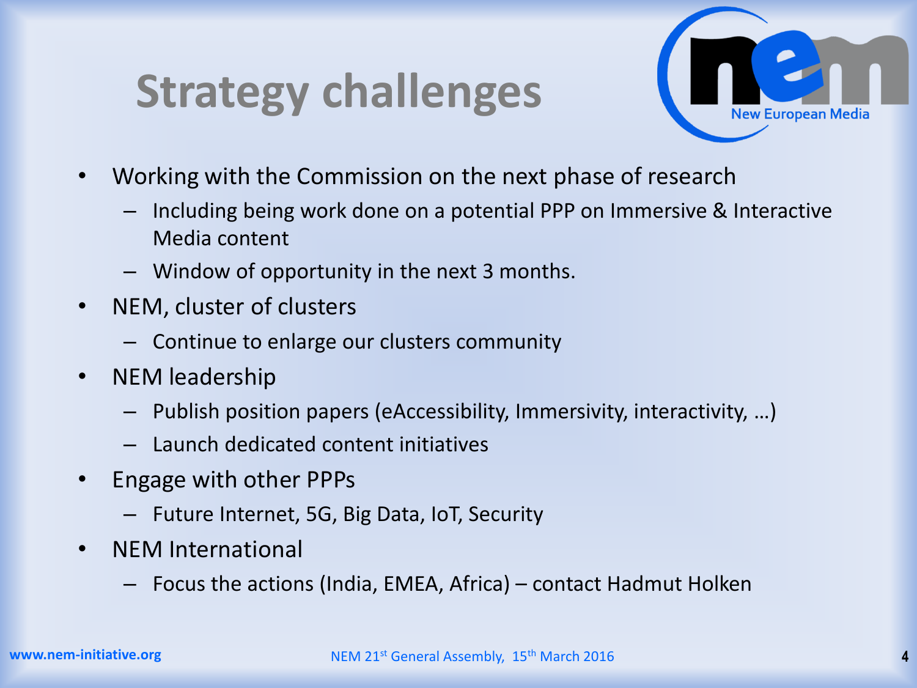# Strategy challenges

- Working with the Commission on the next phase of research
  - Including being work done on a potential PPP on Immersive & Interactive Media content
  - Window of opportunity in the next 3 months.
- NEM, cluster of clusters
  - Continue to enlarge our clusters community
- NEM leadership
  - Publish position papers (eAccessibility, Immersivity, interactivity, …)
  - Launch dedicated content initiatives
- Engage with other PPPs
  - Future Internet, 5G, Big Data, IoT, Security
- NEM International
  - Focus the actions (India, EMEA, Africa) – contact Hadmut Holken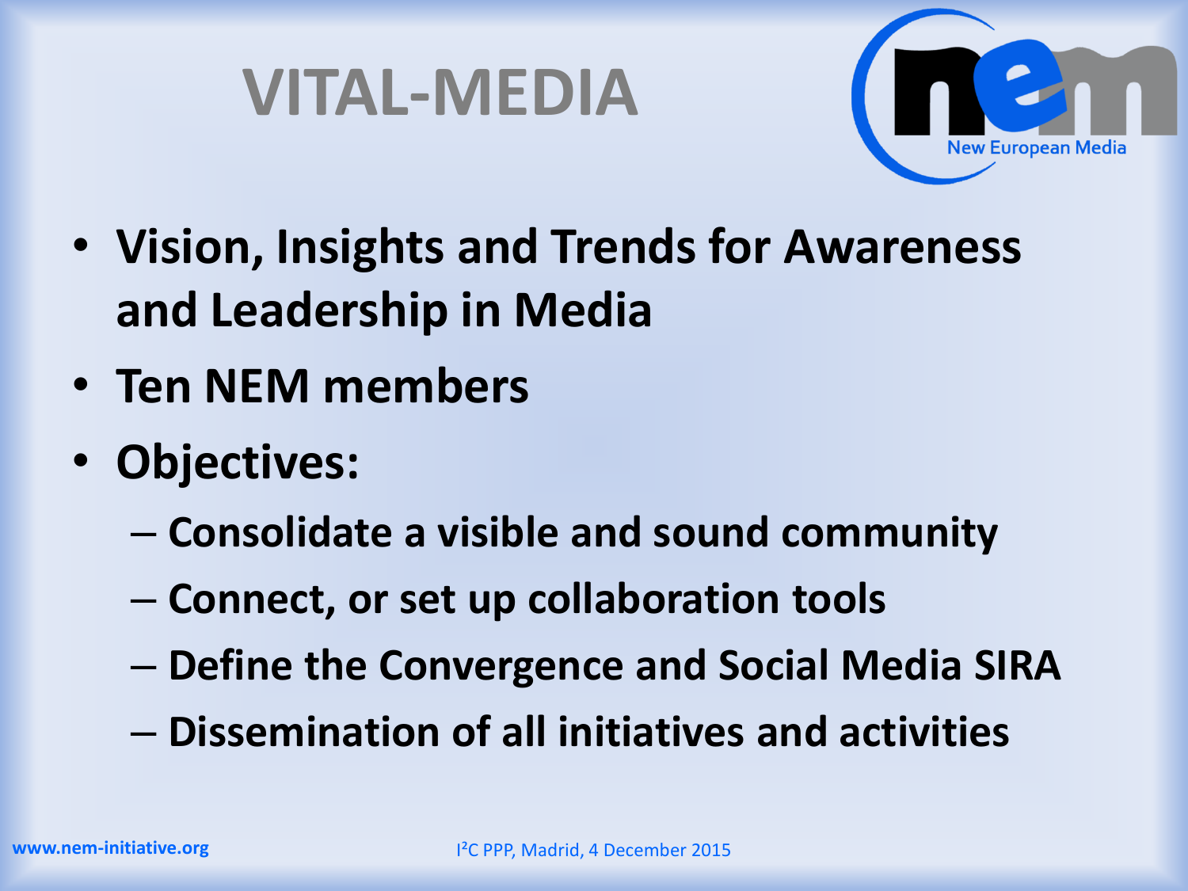# VITAL-MEDIA

- **Vision, Insights and Trends for Awareness and Leadership in Media**
- **Ten NEM members**
- **Objectives:**
  - **Consolidate a visible and sound community**
  - **Connect, or set up collaboration tools**
  - **Define the Convergence and Social Media SIRA**
  - **Dissemination of all initiatives and activities**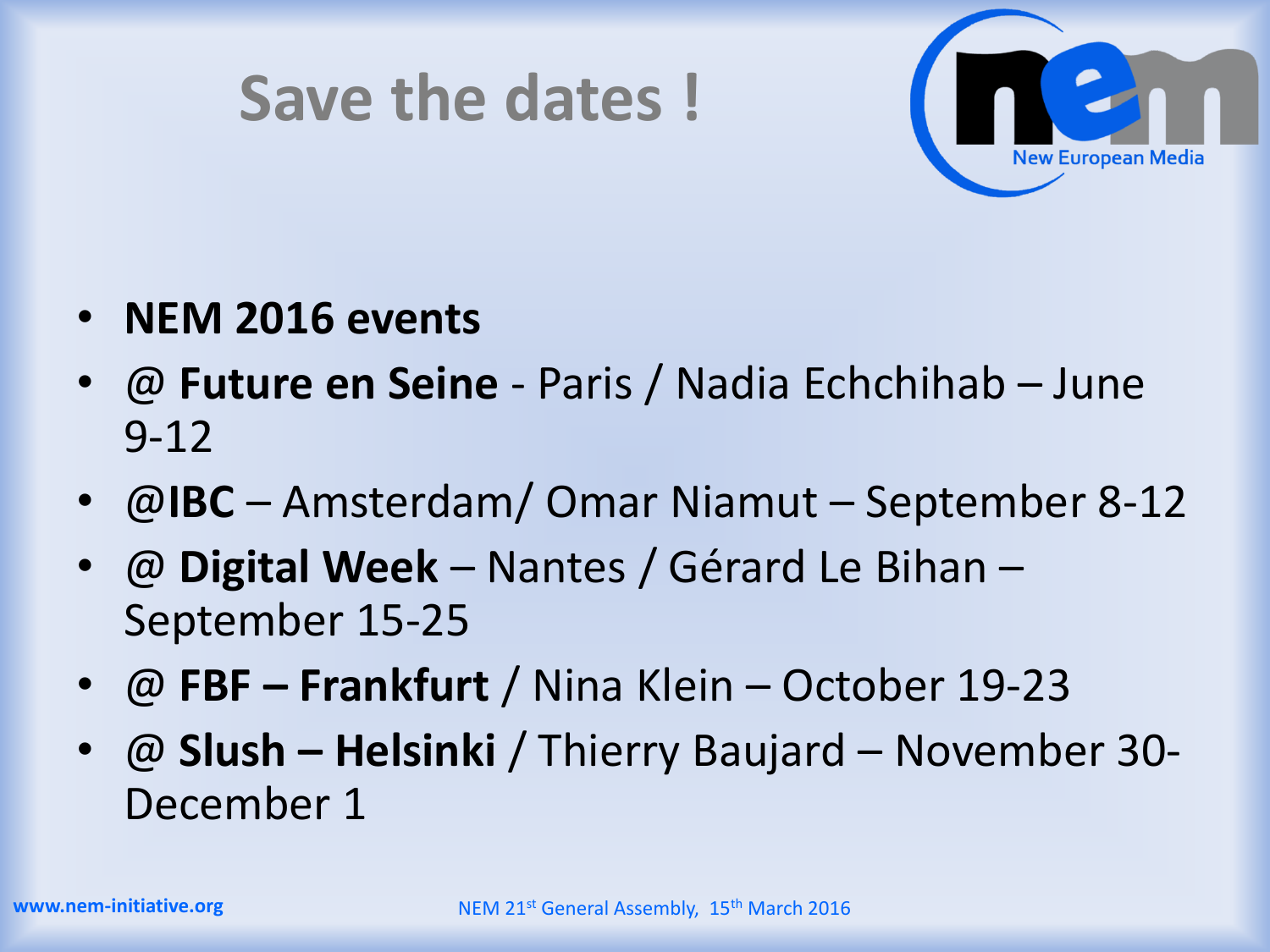# Save the dates !

- **NEM 2016 events**
- @ **Future en Seine** - Paris / Nadia Echchihab – June 9-12
- @**IBC** – Amsterdam/ Omar Niamut – September 8-12
- @ **Digital Week** – Nantes / Gérard Le Bihan – September 15-25
- @ **FBF – Frankfurt** / Nina Klein – October 19-23
- @ **Slush – Helsinki** / Thierry Baujard – November 30-December 1